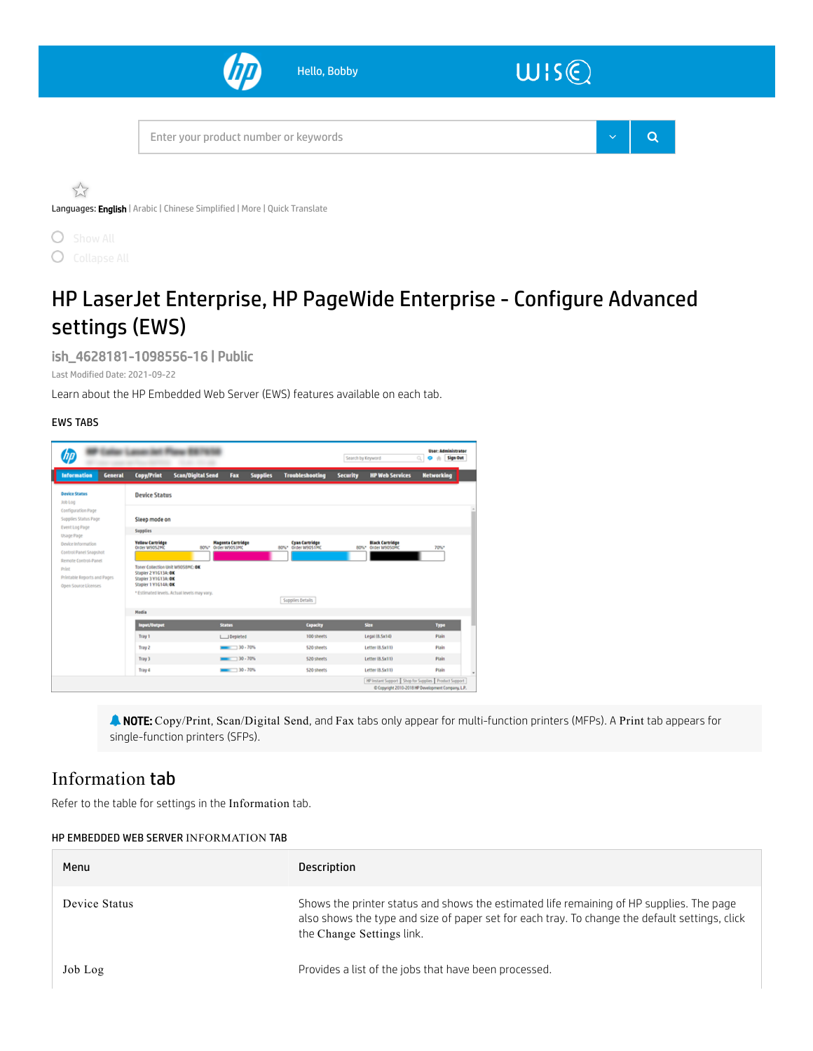Hello, Bobby

Enter your product number or keywords

Languages: **English** | Arabic | Chinese Simplified | More | Quick Translate

Show All

Collapse All

# HP LaserJet Enterprise, HP PageWide Enterprise - Configure Advanced settings (EWS)

## ish_4628181-1098556-16 | Public

Last Modified Date: 2021-09-22

Learn about the HP Embedded Web Server (EWS) features available on each tab.

### EWS TABS

> **NOTE:** Copy/Print, Scan/Digital Send, and Fax tabs only appear for multi-function printers (MFPs). A Print tab appears for single-function printers (SFPs).

## Information tab

Refer to the table for settings in the Information tab.

### HP EMBEDDED WEB SERVER INFORMATION TAB

| Menu | Description |
| --- | --- |
| Device Status | Shows the printer status and shows the estimated life remaining of HP supplies. The page also shows the type and size of paper set for each tray. To change the default settings, click the Change Settings link. |
| Job Log | Provides a list of the jobs that have been processed. |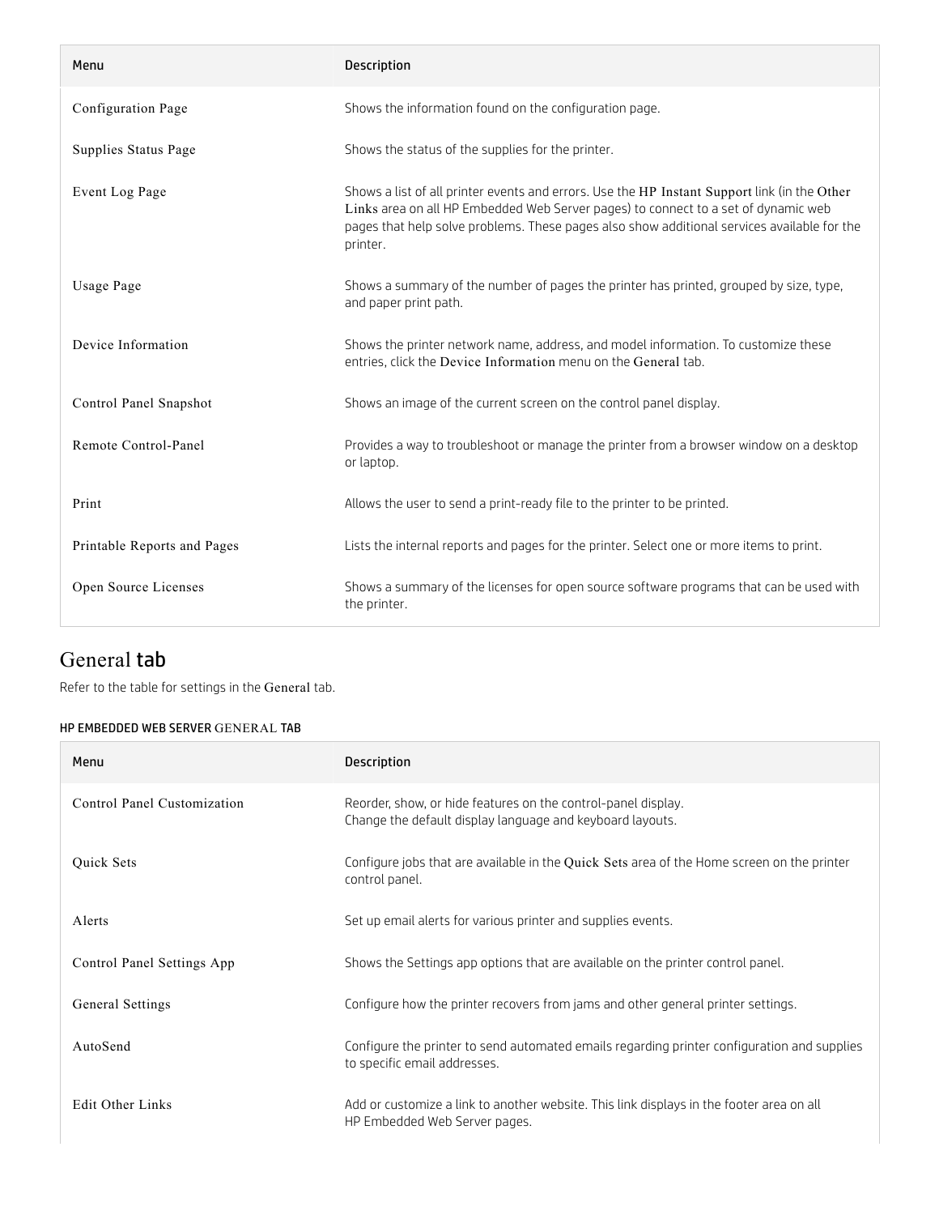| Menu | Description |
|---|---|
| Configuration Page | Shows the information found on the configuration page. |
| Supplies Status Page | Shows the status of the supplies for the printer. |
| Event Log Page | Shows a list of all printer events and errors. Use the HP Instant Support link (in the Other Links area on all HP Embedded Web Server pages) to connect to a set of dynamic web pages that help solve problems. These pages also show additional services available for the printer. |
| Usage Page | Shows a summary of the number of pages the printer has printed, grouped by size, type, and paper print path. |
| Device Information | Shows the printer network name, address, and model information. To customize these entries, click the Device Information menu on the General tab. |
| Control Panel Snapshot | Shows an image of the current screen on the control panel display. |
| Remote Control-Panel | Provides a way to troubleshoot or manage the printer from a browser window on a desktop or laptop. |
| Print | Allows the user to send a print-ready file to the printer to be printed. |
| Printable Reports and Pages | Lists the internal reports and pages for the printer. Select one or more items to print. |
| Open Source Licenses | Shows a summary of the licenses for open source software programs that can be used with the printer. |

## General tab

Refer to the table for settings in the General tab.

#### HP EMBEDDED WEB SERVER GENERAL TAB

| Menu | Description |
|---|---|
| Control Panel Customization | Reorder, show, or hide features on the control-panel display.<br>Change the default display language and keyboard layouts. |
| Quick Sets | Configure jobs that are available in the Quick Sets area of the Home screen on the printer control panel. |
| Alerts | Set up email alerts for various printer and supplies events. |
| Control Panel Settings App | Shows the Settings app options that are available on the printer control panel. |
| General Settings | Configure how the printer recovers from jams and other general printer settings. |
| AutoSend | Configure the printer to send automated emails regarding printer configuration and supplies to specific email addresses. |
| Edit Other Links | Add or customize a link to another website. This link displays in the footer area on all HP Embedded Web Server pages. |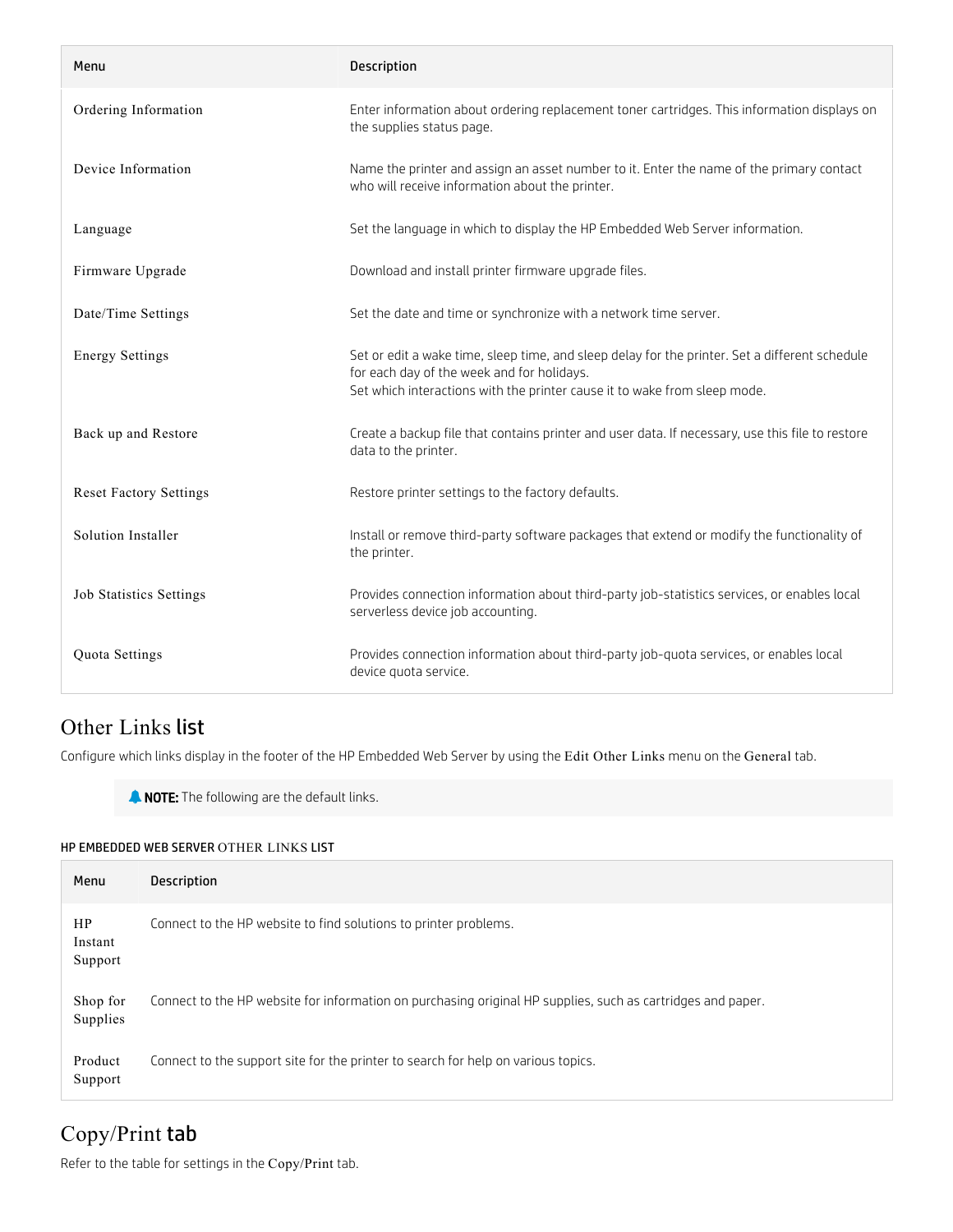| Menu | Description |
| --- | --- |
| Ordering Information | Enter information about ordering replacement toner cartridges. This information displays on the supplies status page. |
| Device Information | Name the printer and assign an asset number to it. Enter the name of the primary contact who will receive information about the printer. |
| Language | Set the language in which to display the HP Embedded Web Server information. |
| Firmware Upgrade | Download and install printer firmware upgrade files. |
| Date/Time Settings | Set the date and time or synchronize with a network time server. |
| Energy Settings | Set or edit a wake time, sleep time, and sleep delay for the printer. Set a different schedule for each day of the week and for holidays.<br>Set which interactions with the printer cause it to wake from sleep mode. |
| Back up and Restore | Create a backup file that contains printer and user data. If necessary, use this file to restore data to the printer. |
| Reset Factory Settings | Restore printer settings to the factory defaults. |
| Solution Installer | Install or remove third-party software packages that extend or modify the functionality of the printer. |
| Job Statistics Settings | Provides connection information about third-party job-statistics services, or enables local serverless device job accounting. |
| Quota Settings | Provides connection information about third-party job-quota services, or enables local device quota service. |

## Other Links list

Configure which links display in the footer of the HP Embedded Web Server by using the Edit Other Links menu on the General tab.

> **NOTE:** The following are the default links.

#### HP EMBEDDED WEB SERVER OTHER LINKS LIST

| Menu | Description |
| --- | --- |
| HP Instant Support | Connect to the HP website to find solutions to printer problems. |
| Shop for Supplies | Connect to the HP website for information on purchasing original HP supplies, such as cartridges and paper. |
| Product Support | Connect to the support site for the printer to search for help on various topics. |

## Copy/Print tab

Refer to the table for settings in the Copy/Print tab.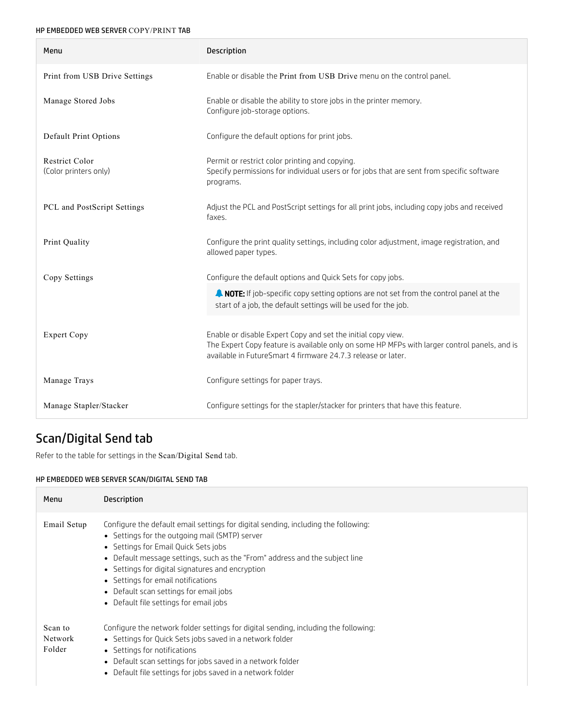HP EMBEDDED WEB SERVER COPY/PRINT TAB

| Menu | Description |
| --- | --- |
| Print from USB Drive Settings | Enable or disable the Print from USB Drive menu on the control panel. |
| Manage Stored Jobs | Enable or disable the ability to store jobs in the printer memory.<br>Configure job-storage options. |
| Default Print Options | Configure the default options for print jobs. |
| Restrict Color<br>(Color printers only) | Permit or restrict color printing and copying.<br>Specify permissions for individual users or for jobs that are sent from specific software programs. |
| PCL and PostScript Settings | Adjust the PCL and PostScript settings for all print jobs, including copy jobs and received faxes. |
| Print Quality | Configure the print quality settings, including color adjustment, image registration, and allowed paper types. |
| Copy Settings | Configure the default options and Quick Sets for copy jobs.<br>**NOTE:** If job-specific copy setting options are not set from the control panel at the start of a job, the default settings will be used for the job. |
| Expert Copy | Enable or disable Expert Copy and set the initial copy view.<br>The Expert Copy feature is available only on some HP MFPs with larger control panels, and is available in FutureSmart 4 firmware 24.7.3 release or later. |
| Manage Trays | Configure settings for paper trays. |
| Manage Stapler/Stacker | Configure settings for the stapler/stacker for printers that have this feature. |

## Scan/Digital Send tab

Refer to the table for settings in the Scan/Digital Send tab.

HP EMBEDDED WEB SERVER SCAN/DIGITAL SEND TAB

| Menu | Description |
| --- | --- |
| Email Setup | Configure the default email settings for digital sending, including the following:<br>• Settings for the outgoing mail (SMTP) server<br>• Settings for Email Quick Sets jobs<br>• Default message settings, such as the "From" address and the subject line<br>• Settings for digital signatures and encryption<br>• Settings for email notifications<br>• Default scan settings for email jobs<br>• Default file settings for email jobs |
| Scan to Network Folder | Configure the network folder settings for digital sending, including the following:<br>• Settings for Quick Sets jobs saved in a network folder<br>• Settings for notifications<br>• Default scan settings for jobs saved in a network folder<br>• Default file settings for jobs saved in a network folder |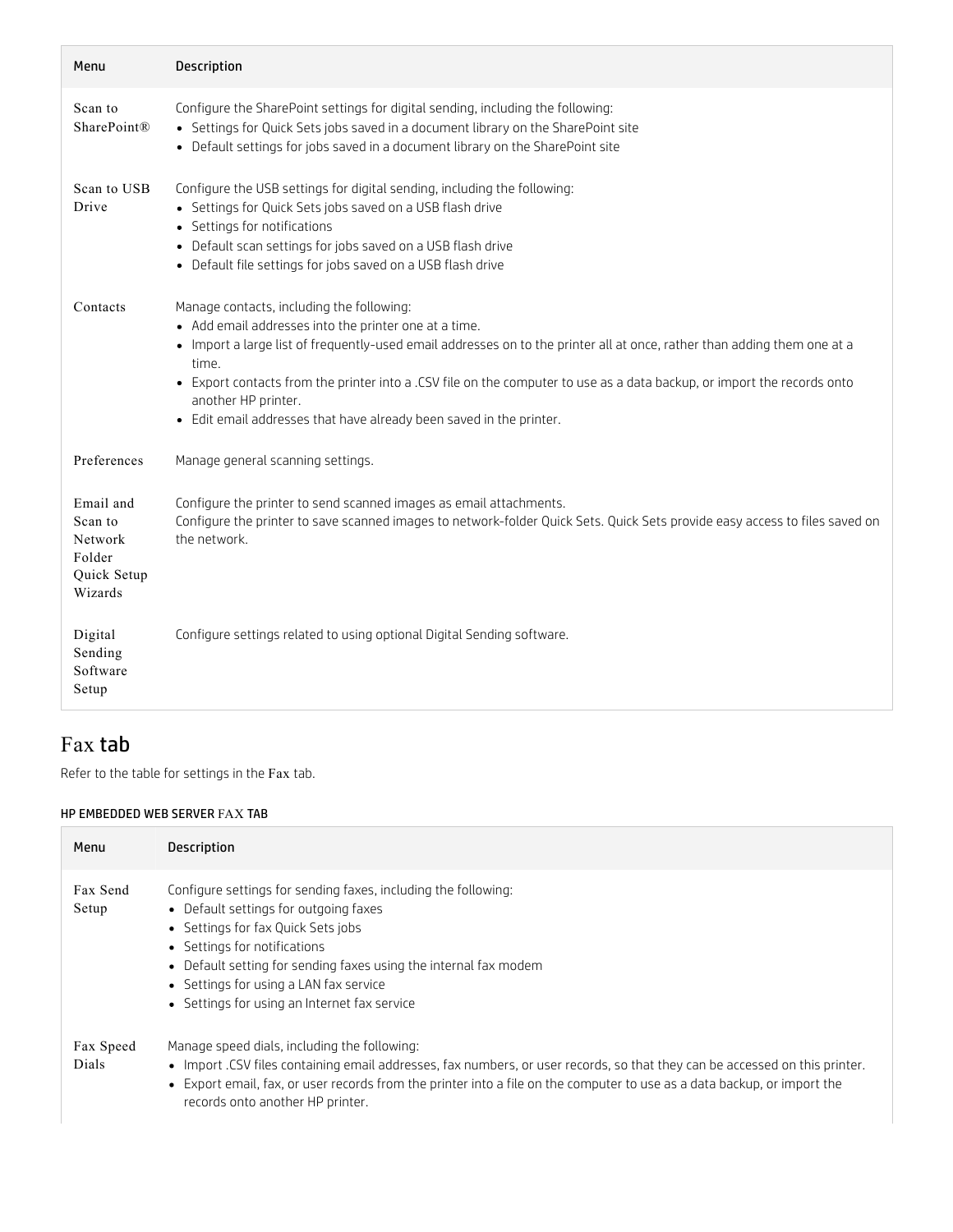| Menu | Description |
| --- | --- |
| Scan to SharePoint® | Configure the SharePoint settings for digital sending, including the following:<br>• Settings for Quick Sets jobs saved in a document library on the SharePoint site<br>• Default settings for jobs saved in a document library on the SharePoint site |
| Scan to USB Drive | Configure the USB settings for digital sending, including the following:<br>• Settings for Quick Sets jobs saved on a USB flash drive<br>• Settings for notifications<br>• Default scan settings for jobs saved on a USB flash drive<br>• Default file settings for jobs saved on a USB flash drive |
| Contacts | Manage contacts, including the following:<br>• Add email addresses into the printer one at a time.<br>• Import a large list of frequently-used email addresses on to the printer all at once, rather than adding them one at a time.<br>• Export contacts from the printer into a .CSV file on the computer to use as a data backup, or import the records onto another HP printer.<br>• Edit email addresses that have already been saved in the printer. |
| Preferences | Manage general scanning settings. |
| Email and Scan to Network Folder Quick Setup Wizards | Configure the printer to send scanned images as email attachments.<br>Configure the printer to save scanned images to network-folder Quick Sets. Quick Sets provide easy access to files saved on the network. |
| Digital Sending Software Setup | Configure settings related to using optional Digital Sending software. |

## Fax tab

Refer to the table for settings in the Fax tab.

#### HP EMBEDDED WEB SERVER FAX TAB

| Menu | Description |
| --- | --- |
| Fax Send Setup | Configure settings for sending faxes, including the following:<br>• Default settings for outgoing faxes<br>• Settings for fax Quick Sets jobs<br>• Settings for notifications<br>• Default setting for sending faxes using the internal fax modem<br>• Settings for using a LAN fax service<br>• Settings for using an Internet fax service |
| Fax Speed Dials | Manage speed dials, including the following:<br>• Import .CSV files containing email addresses, fax numbers, or user records, so that they can be accessed on this printer.<br>• Export email, fax, or user records from the printer into a file on the computer to use as a data backup, or import the records onto another HP printer. |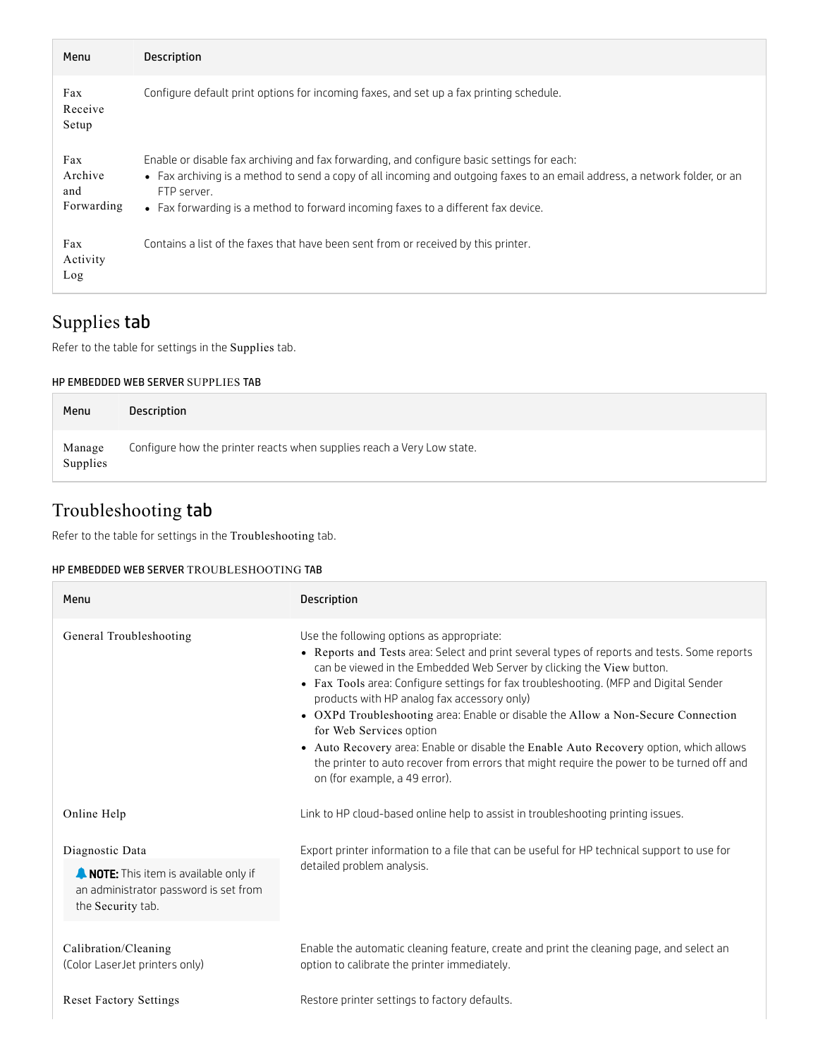| Menu | Description |
|---|---|
| Fax Receive Setup | Configure default print options for incoming faxes, and set up a fax printing schedule. |
| Fax Archive and Forwarding | Enable or disable fax archiving and fax forwarding, and configure basic settings for each:<br>• Fax archiving is a method to send a copy of all incoming and outgoing faxes to an email address, a network folder, or an FTP server.<br>• Fax forwarding is a method to forward incoming faxes to a different fax device. |
| Fax Activity Log | Contains a list of the faxes that have been sent from or received by this printer. |

## Supplies tab

Refer to the table for settings in the Supplies tab.

#### HP EMBEDDED WEB SERVER SUPPLIES TAB

| Menu | Description |
|---|---|
| Manage Supplies | Configure how the printer reacts when supplies reach a Very Low state. |

## Troubleshooting tab

Refer to the table for settings in the Troubleshooting tab.

#### HP EMBEDDED WEB SERVER TROUBLESHOOTING TAB

| Menu | Description |
|---|---|
| General Troubleshooting | Use the following options as appropriate:<br>• Reports and Tests area: Select and print several types of reports and tests. Some reports can be viewed in the Embedded Web Server by clicking the View button.<br>• Fax Tools area: Configure settings for fax troubleshooting. (MFP and Digital Sender products with HP analog fax accessory only)<br>• OXPd Troubleshooting area: Enable or disable the Allow a Non-Secure Connection for Web Services option<br>• Auto Recovery area: Enable or disable the Enable Auto Recovery option, which allows the printer to auto recover from errors that might require the power to be turned off and on (for example, a 49 error). |
| Online Help | Link to HP cloud-based online help to assist in troubleshooting printing issues. |
| Diagnostic Data<br>**NOTE:** This item is available only if an administrator password is set from the Security tab. | Export printer information to a file that can be useful for HP technical support to use for detailed problem analysis. |
| Calibration/Cleaning (Color LaserJet printers only) | Enable the automatic cleaning feature, create and print the cleaning page, and select an option to calibrate the printer immediately. |
| Reset Factory Settings | Restore printer settings to factory defaults. |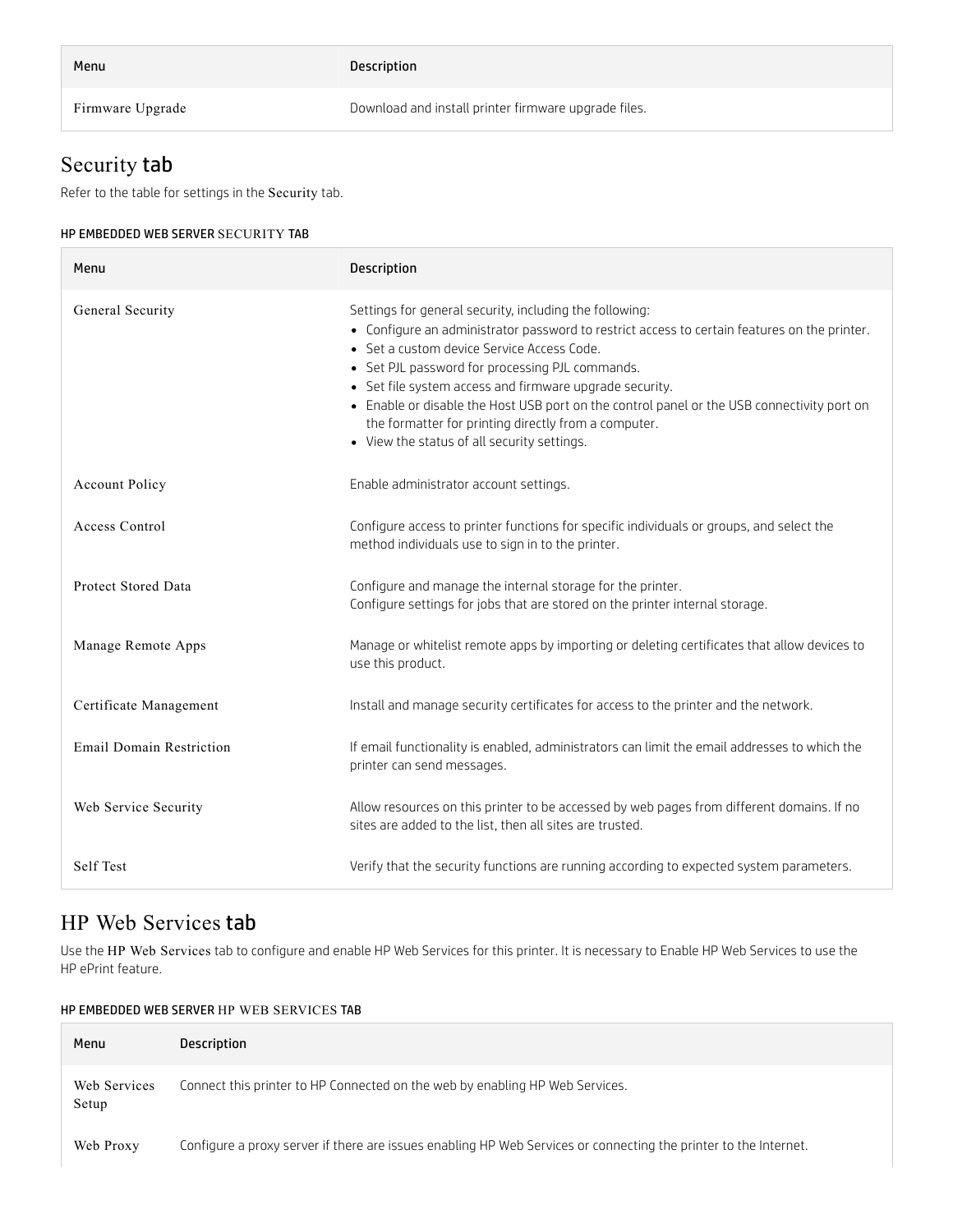| Menu | Description |
| --- | --- |
| Firmware Upgrade | Download and install printer firmware upgrade files. |

## Security tab

Refer to the table for settings in the Security tab.

**HP EMBEDDED WEB SERVER SECURITY TAB**

| Menu | Description |
| --- | --- |
| General Security | Settings for general security, including the following:<br>• Configure an administrator password to restrict access to certain features on the printer.<br>• Set a custom device Service Access Code.<br>• Set PJL password for processing PJL commands.<br>• Set file system access and firmware upgrade security.<br>• Enable or disable the Host USB port on the control panel or the USB connectivity port on the formatter for printing directly from a computer.<br>• View the status of all security settings. |
| Account Policy | Enable administrator account settings. |
| Access Control | Configure access to printer functions for specific individuals or groups, and select the method individuals use to sign in to the printer. |
| Protect Stored Data | Configure and manage the internal storage for the printer.<br>Configure settings for jobs that are stored on the printer internal storage. |
| Manage Remote Apps | Manage or whitelist remote apps by importing or deleting certificates that allow devices to use this product. |
| Certificate Management | Install and manage security certificates for access to the printer and the network. |
| Email Domain Restriction | If email functionality is enabled, administrators can limit the email addresses to which the printer can send messages. |
| Web Service Security | Allow resources on this printer to be accessed by web pages from different domains. If no sites are added to the list, then all sites are trusted. |
| Self Test | Verify that the security functions are running according to expected system parameters. |

## HP Web Services tab

Use the HP Web Services tab to configure and enable HP Web Services for this printer. It is necessary to Enable HP Web Services to use the HP ePrint feature.

**HP EMBEDDED WEB SERVER HP WEB SERVICES TAB**

| Menu | Description |
| --- | --- |
| Web Services Setup | Connect this printer to HP Connected on the web by enabling HP Web Services. |
| Web Proxy | Configure a proxy server if there are issues enabling HP Web Services or connecting the printer to the Internet. |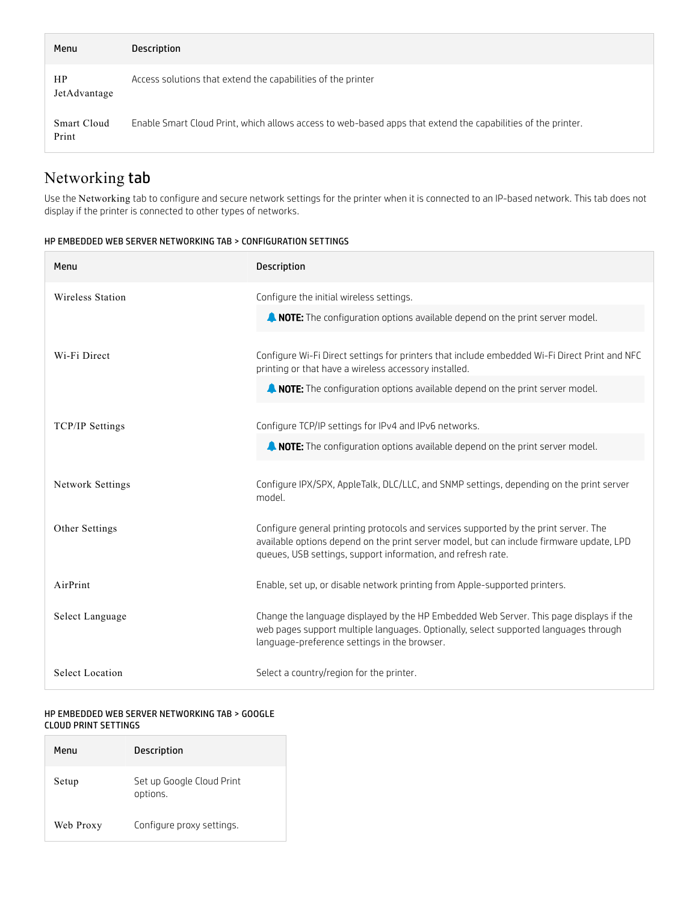| Menu | Description |
| --- | --- |
| HP JetAdvantage | Access solutions that extend the capabilities of the printer |
| Smart Cloud Print | Enable Smart Cloud Print, which allows access to web-based apps that extend the capabilities of the printer. |

## Networking tab

Use the Networking tab to configure and secure network settings for the printer when it is connected to an IP-based network. This tab does not display if the printer is connected to other types of networks.

HP EMBEDDED WEB SERVER NETWORKING TAB > CONFIGURATION SETTINGS

| Menu | Description |
| --- | --- |
| Wireless Station | Configure the initial wireless settings.<br>**NOTE:** The configuration options available depend on the print server model. |
| Wi-Fi Direct | Configure Wi-Fi Direct settings for printers that include embedded Wi-Fi Direct Print and NFC printing or that have a wireless accessory installed.<br>**NOTE:** The configuration options available depend on the print server model. |
| TCP/IP Settings | Configure TCP/IP settings for IPv4 and IPv6 networks.<br>**NOTE:** The configuration options available depend on the print server model. |
| Network Settings | Configure IPX/SPX, AppleTalk, DLC/LLC, and SNMP settings, depending on the print server model. |
| Other Settings | Configure general printing protocols and services supported by the print server. The available options depend on the print server model, but can include firmware update, LPD queues, USB settings, support information, and refresh rate. |
| AirPrint | Enable, set up, or disable network printing from Apple-supported printers. |
| Select Language | Change the language displayed by the HP Embedded Web Server. This page displays if the web pages support multiple languages. Optionally, select supported languages through language-preference settings in the browser. |
| Select Location | Select a country/region for the printer. |

HP EMBEDDED WEB SERVER NETWORKING TAB > GOOGLE CLOUD PRINT SETTINGS

| Menu | Description |
| --- | --- |
| Setup | Set up Google Cloud Print options. |
| Web Proxy | Configure proxy settings. |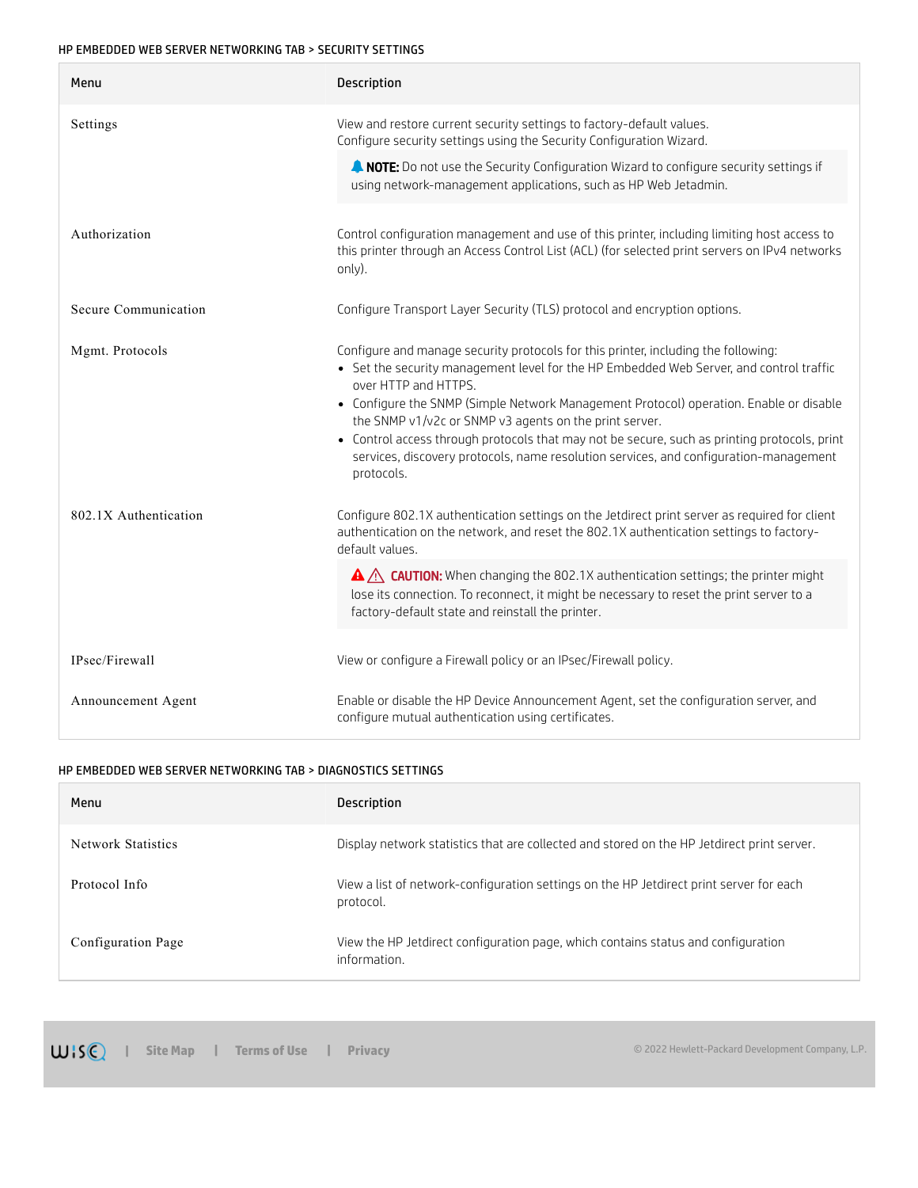HP EMBEDDED WEB SERVER NETWORKING TAB > SECURITY SETTINGS

| Menu | Description |
| --- | --- |
| Settings | View and restore current security settings to factory-default values.<br>Configure security settings using the Security Configuration Wizard.<br>**NOTE:** Do not use the Security Configuration Wizard to configure security settings if using network-management applications, such as HP Web Jetadmin. |
| Authorization | Control configuration management and use of this printer, including limiting host access to this printer through an Access Control List (ACL) (for selected print servers on IPv4 networks only). |
| Secure Communication | Configure Transport Layer Security (TLS) protocol and encryption options. |
| Mgmt. Protocols | Configure and manage security protocols for this printer, including the following:<br>• Set the security management level for the HP Embedded Web Server, and control traffic over HTTP and HTTPS.<br>• Configure the SNMP (Simple Network Management Protocol) operation. Enable or disable the SNMP v1/v2c or SNMP v3 agents on the print server.<br>• Control access through protocols that may not be secure, such as printing protocols, print services, discovery protocols, name resolution services, and configuration-management protocols. |
| 802.1X Authentication | Configure 802.1X authentication settings on the Jetdirect print server as required for client authentication on the network, and reset the 802.1X authentication settings to factory-default values.<br>**CAUTION:** When changing the 802.1X authentication settings; the printer might lose its connection. To reconnect, it might be necessary to reset the print server to a factory-default state and reinstall the printer. |
| IPsec/Firewall | View or configure a Firewall policy or an IPsec/Firewall policy. |
| Announcement Agent | Enable or disable the HP Device Announcement Agent, set the configuration server, and configure mutual authentication using certificates. |

HP EMBEDDED WEB SERVER NETWORKING TAB > DIAGNOSTICS SETTINGS

| Menu | Description |
| --- | --- |
| Network Statistics | Display network statistics that are collected and stored on the HP Jetdirect print server. |
| Protocol Info | View a list of network-configuration settings on the HP Jetdirect print server for each protocol. |
| Configuration Page | View the HP Jetdirect configuration page, which contains status and configuration information. |